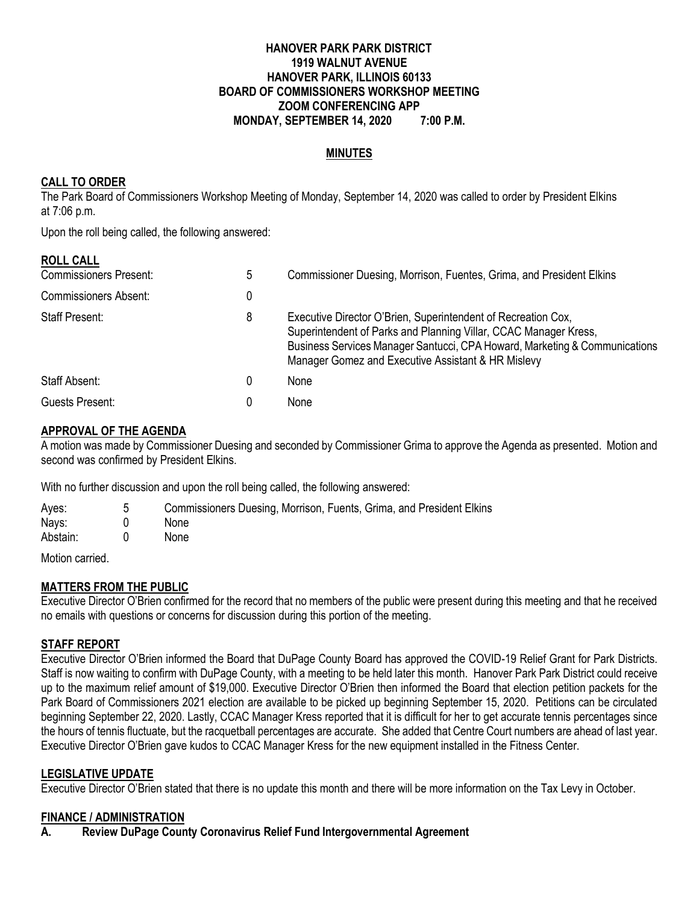**HANOVER PARK PARK DISTRICT**
**1919 WALNUT AVENUE**
**HANOVER PARK, ILLINOIS 60133**
**BOARD OF COMMISSIONERS WORKSHOP MEETING**
**ZOOM CONFERENCING APP**
**MONDAY, SEPTEMBER 14, 2020 7:00 P.M.**

## MINUTES

### CALL TO ORDER

The Park Board of Commissioners Workshop Meeting of Monday, September 14, 2020 was called to order by President Elkins at 7:06 p.m.

Upon the roll being called, the following answered:

### ROLL CALL

| | | |
|---|---|---|
| Commissioners Present: | 5 | Commissioner Duesing, Morrison, Fuentes, Grima, and President Elkins |
| Commissioners Absent: | 0 | |
| Staff Present: | 8 | Executive Director O'Brien, Superintendent of Recreation Cox, Superintendent of Parks and Planning Villar, CCAC Manager Kress, Business Services Manager Santucci, CPA Howard, Marketing & Communications Manager Gomez and Executive Assistant & HR Mislevy |
| Staff Absent: | 0 | None |
| Guests Present: | 0 | None |

### APPROVAL OF THE AGENDA

A motion was made by Commissioner Duesing and seconded by Commissioner Grima to approve the Agenda as presented. Motion and second was confirmed by President Elkins.

With no further discussion and upon the roll being called, the following answered:

| | | |
|---|---|---|
| Ayes: | 5 | Commissioners Duesing, Morrison, Fuents, Grima, and President Elkins |
| Nays: | 0 | None |
| Abstain: | 0 | None |

Motion carried.

### MATTERS FROM THE PUBLIC

Executive Director O'Brien confirmed for the record that no members of the public were present during this meeting and that he received no emails with questions or concerns for discussion during this portion of the meeting.

### STAFF REPORT

Executive Director O'Brien informed the Board that DuPage County Board has approved the COVID-19 Relief Grant for Park Districts. Staff is now waiting to confirm with DuPage County, with a meeting to be held later this month. Hanover Park Park District could receive up to the maximum relief amount of $19,000. Executive Director O'Brien then informed the Board that election petition packets for the Park Board of Commissioners 2021 election are available to be picked up beginning September 15, 2020. Petitions can be circulated beginning September 22, 2020. Lastly, CCAC Manager Kress reported that it is difficult for her to get accurate tennis percentages since the hours of tennis fluctuate, but the racquetball percentages are accurate. She added that Centre Court numbers are ahead of last year. Executive Director O'Brien gave kudos to CCAC Manager Kress for the new equipment installed in the Fitness Center.

### LEGISLATIVE UPDATE

Executive Director O'Brien stated that there is no update this month and there will be more information on the Tax Levy in October.

### FINANCE / ADMINISTRATION

**A. Review DuPage County Coronavirus Relief Fund Intergovernmental Agreement**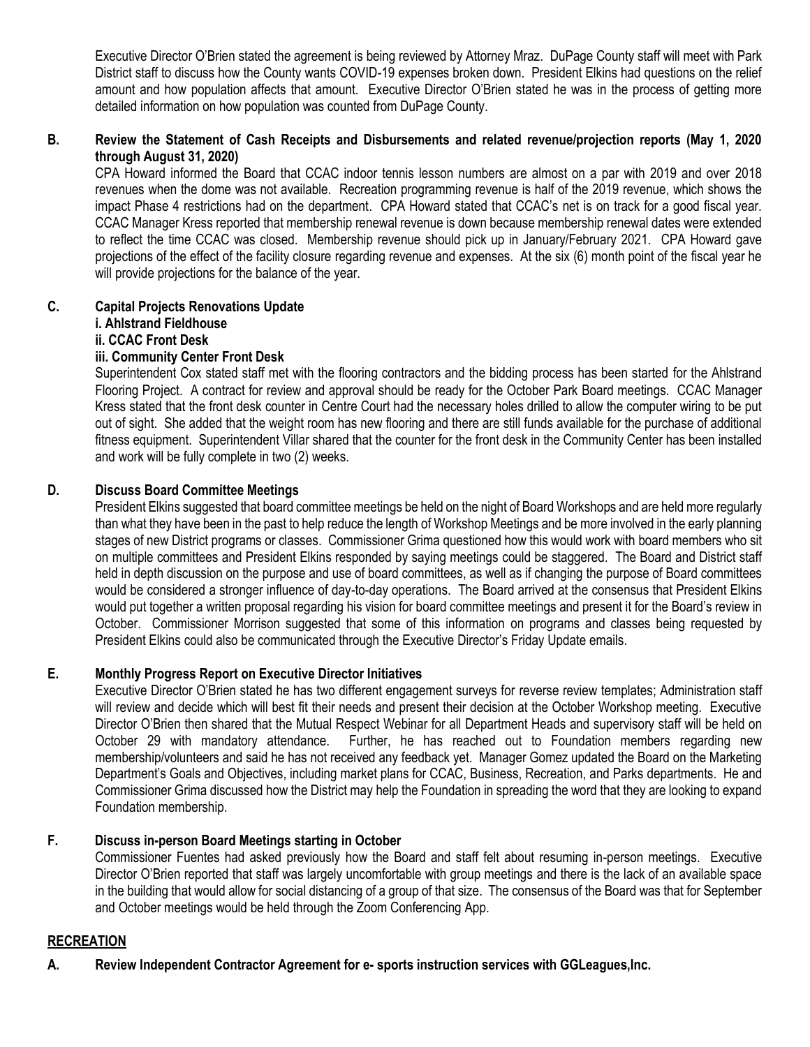Executive Director O'Brien stated the agreement is being reviewed by Attorney Mraz. DuPage County staff will meet with Park District staff to discuss how the County wants COVID-19 expenses broken down. President Elkins had questions on the relief amount and how population affects that amount. Executive Director O'Brien stated he was in the process of getting more detailed information on how population was counted from DuPage County.

**B. Review the Statement of Cash Receipts and Disbursements and related revenue/projection reports (May 1, 2020 through August 31, 2020)**

CPA Howard informed the Board that CCAC indoor tennis lesson numbers are almost on a par with 2019 and over 2018 revenues when the dome was not available. Recreation programming revenue is half of the 2019 revenue, which shows the impact Phase 4 restrictions had on the department. CPA Howard stated that CCAC's net is on track for a good fiscal year. CCAC Manager Kress reported that membership renewal revenue is down because membership renewal dates were extended to reflect the time CCAC was closed. Membership revenue should pick up in January/February 2021. CPA Howard gave projections of the effect of the facility closure regarding revenue and expenses. At the six (6) month point of the fiscal year he will provide projections for the balance of the year.

**C. Capital Projects Renovations Update**

**i. Ahlstrand Fieldhouse**

**ii. CCAC Front Desk**

**iii. Community Center Front Desk**

Superintendent Cox stated staff met with the flooring contractors and the bidding process has been started for the Ahlstrand Flooring Project. A contract for review and approval should be ready for the October Park Board meetings. CCAC Manager Kress stated that the front desk counter in Centre Court had the necessary holes drilled to allow the computer wiring to be put out of sight. She added that the weight room has new flooring and there are still funds available for the purchase of additional fitness equipment. Superintendent Villar shared that the counter for the front desk in the Community Center has been installed and work will be fully complete in two (2) weeks.

**D. Discuss Board Committee Meetings**

President Elkins suggested that board committee meetings be held on the night of Board Workshops and are held more regularly than what they have been in the past to help reduce the length of Workshop Meetings and be more involved in the early planning stages of new District programs or classes. Commissioner Grima questioned how this would work with board members who sit on multiple committees and President Elkins responded by saying meetings could be staggered. The Board and District staff held in depth discussion on the purpose and use of board committees, as well as if changing the purpose of Board committees would be considered a stronger influence of day-to-day operations. The Board arrived at the consensus that President Elkins would put together a written proposal regarding his vision for board committee meetings and present it for the Board's review in October. Commissioner Morrison suggested that some of this information on programs and classes being requested by President Elkins could also be communicated through the Executive Director's Friday Update emails.

**E. Monthly Progress Report on Executive Director Initiatives**

Executive Director O'Brien stated he has two different engagement surveys for reverse review templates; Administration staff will review and decide which will best fit their needs and present their decision at the October Workshop meeting. Executive Director O'Brien then shared that the Mutual Respect Webinar for all Department Heads and supervisory staff will be held on October 29 with mandatory attendance. Further, he has reached out to Foundation members regarding new membership/volunteers and said he has not received any feedback yet. Manager Gomez updated the Board on the Marketing Department's Goals and Objectives, including market plans for CCAC, Business, Recreation, and Parks departments. He and Commissioner Grima discussed how the District may help the Foundation in spreading the word that they are looking to expand Foundation membership.

**F. Discuss in-person Board Meetings starting in October**

Commissioner Fuentes had asked previously how the Board and staff felt about resuming in-person meetings. Executive Director O'Brien reported that staff was largely uncomfortable with group meetings and there is the lack of an available space in the building that would allow for social distancing of a group of that size. The consensus of the Board was that for September and October meetings would be held through the Zoom Conferencing App.

**RECREATION**

**A. Review Independent Contractor Agreement for e- sports instruction services with GGLeagues,Inc.**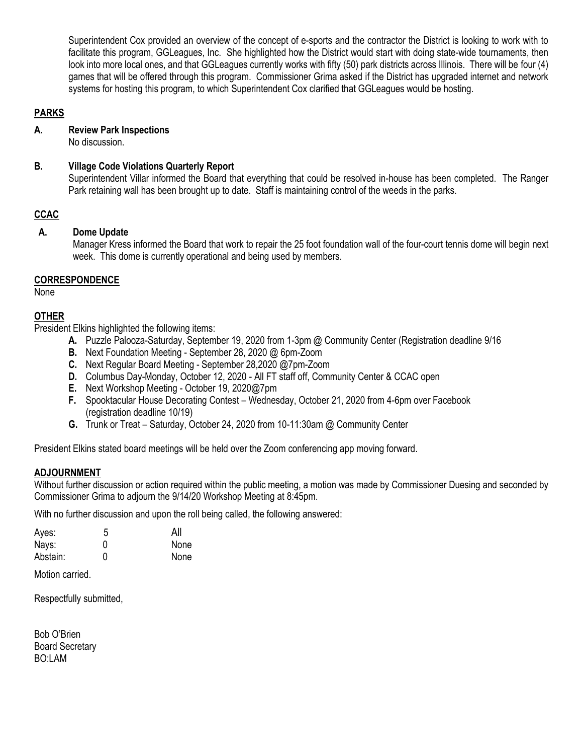Superintendent Cox provided an overview of the concept of e-sports and the contractor the District is looking to work with to facilitate this program, GGLeagues, Inc. She highlighted how the District would start with doing state-wide tournaments, then look into more local ones, and that GGLeagues currently works with fifty (50) park districts across Illinois. There will be four (4) games that will be offered through this program. Commissioner Grima asked if the District has upgraded internet and network systems for hosting this program, to which Superintendent Cox clarified that GGLeagues would be hosting.

## PARKS

**A. Review Park Inspections**

No discussion.

**B. Village Code Violations Quarterly Report**

Superintendent Villar informed the Board that everything that could be resolved in-house has been completed. The Ranger Park retaining wall has been brought up to date. Staff is maintaining control of the weeds in the parks.

## CCAC

**A. Dome Update**

Manager Kress informed the Board that work to repair the 25 foot foundation wall of the four-court tennis dome will begin next week. This dome is currently operational and being used by members.

## CORRESPONDENCE

None

## OTHER

President Elkins highlighted the following items:

- **A.** Puzzle Palooza-Saturday, September 19, 2020 from 1-3pm @ Community Center (Registration deadline 9/16
- **B.** Next Foundation Meeting - September 28, 2020 @ 6pm-Zoom
- **C.** Next Regular Board Meeting - September 28,2020 @7pm-Zoom
- **D.** Columbus Day-Monday, October 12, 2020 - All FT staff off, Community Center & CCAC open
- **E.** Next Workshop Meeting - October 19, 2020@7pm
- **F.** Spooktacular House Decorating Contest – Wednesday, October 21, 2020 from 4-6pm over Facebook (registration deadline 10/19)
- **G.** Trunk or Treat – Saturday, October 24, 2020 from 10-11:30am @ Community Center

President Elkins stated board meetings will be held over the Zoom conferencing app moving forward.

## ADJOURNMENT

Without further discussion or action required within the public meeting, a motion was made by Commissioner Duesing and seconded by Commissioner Grima to adjourn the 9/14/20 Workshop Meeting at 8:45pm.

With no further discussion and upon the roll being called, the following answered:

| | | |
|---|---|---|
| Ayes: | 5 | All |
| Nays: | 0 | None |
| Abstain: | 0 | None |

Motion carried.

Respectfully submitted,

Bob O'Brien
Board Secretary
BO:LAM